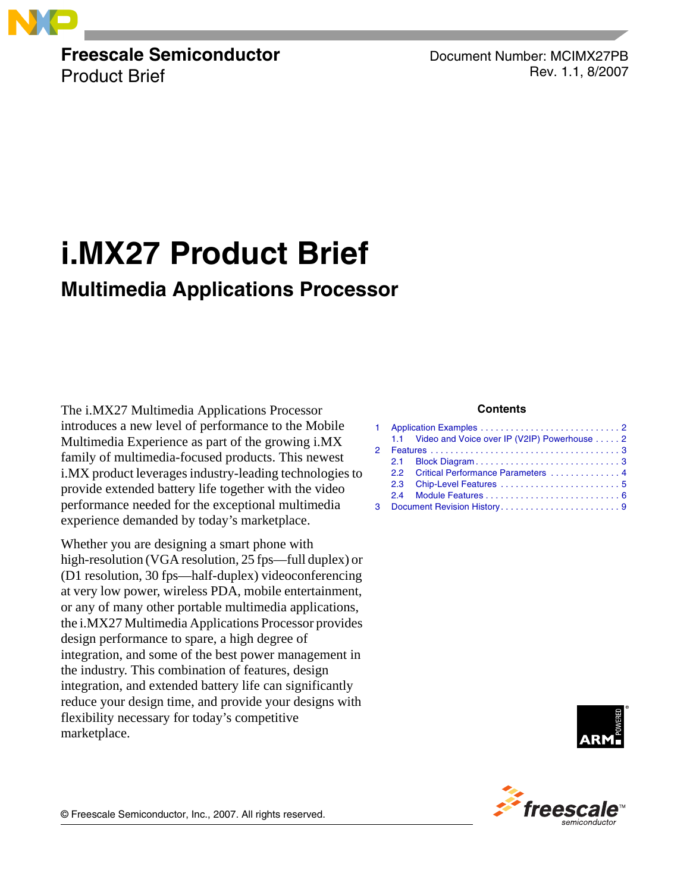Freescale Semiconductor
Product Brief

Document Number: MCIMX27PB
Rev. 1.1, 8/2007

# i.MX27 Product Brief

## Multimedia Applications Processor

The i.MX27 Multimedia Applications Processor introduces a new level of performance to the Mobile Multimedia Experience as part of the growing i.MX family of multimedia-focused products. This newest i.MX product leverages industry-leading technologies to provide extended battery life together with the video performance needed for the exceptional multimedia experience demanded by today's marketplace.

Whether you are designing a smart phone with high-resolution (VGA resolution, 25 fps—full duplex) or (D1 resolution, 30 fps—half-duplex) videoconferencing at very low power, wireless PDA, mobile entertainment, or any of many other portable multimedia applications, the i.MX27 Multimedia Applications Processor provides design performance to spare, a high degree of integration, and some of the best power management in the industry. This combination of features, design integration, and extended battery life can significantly reduce your design time, and provide your designs with flexibility necessary for today's competitive marketplace.

**Contents**

1 Application Examples . . . . . . . . . . . . . . . . . . . . . . . . . . . . 2
  1.1 Video and Voice over IP (V2IP) Powerhouse . . . . . 2
2 Features . . . . . . . . . . . . . . . . . . . . . . . . . . . . . . . . . . . . . . 3
  2.1 Block Diagram . . . . . . . . . . . . . . . . . . . . . . . . . . . . . 3
  2.2 Critical Performance Parameters . . . . . . . . . . . . . . 4
  2.3 Chip-Level Features . . . . . . . . . . . . . . . . . . . . . . . . 5
  2.4 Module Features . . . . . . . . . . . . . . . . . . . . . . . . . . . 6
3 Document Revision History . . . . . . . . . . . . . . . . . . . . . . . . 9

© Freescale Semiconductor, Inc., 2007. All rights reserved.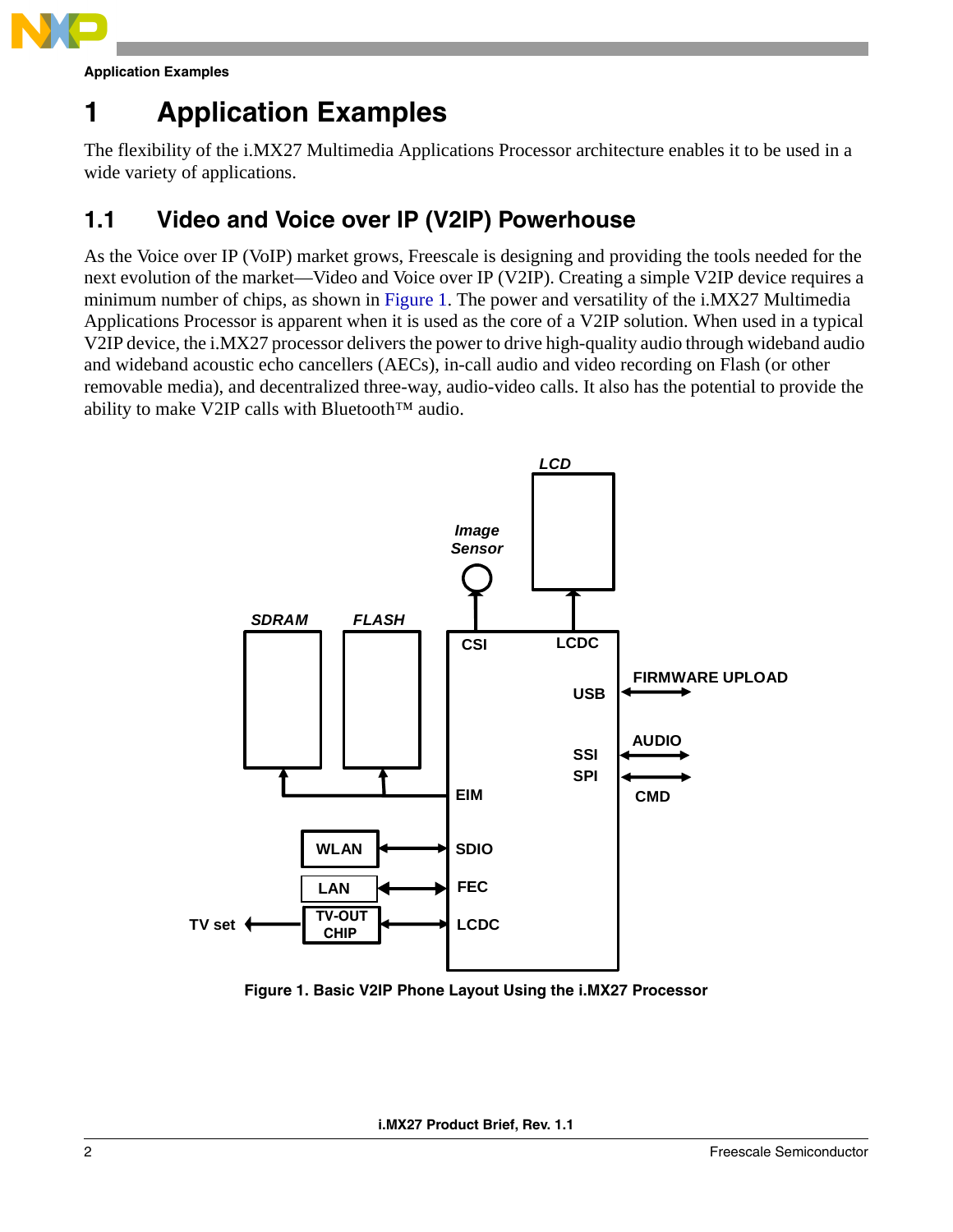# 1 Application Examples

The flexibility of the i.MX27 Multimedia Applications Processor architecture enables it to be used in a wide variety of applications.

## 1.1 Video and Voice over IP (V2IP) Powerhouse

As the Voice over IP (VoIP) market grows, Freescale is designing and providing the tools needed for the next evolution of the market—Video and Voice over IP (V2IP). Creating a simple V2IP device requires a minimum number of chips, as shown in Figure 1. The power and versatility of the i.MX27 Multimedia Applications Processor is apparent when it is used as the core of a V2IP solution. When used in a typical V2IP device, the i.MX27 processor delivers the power to drive high-quality audio through wideband audio and wideband acoustic echo cancellers (AECs), in-call audio and video recording on Flash (or other removable media), and decentralized three-way, audio-video calls. It also has the potential to provide the ability to make V2IP calls with Bluetooth™ audio.

**Figure 1. Basic V2IP Phone Layout Using the i.MX27 Processor**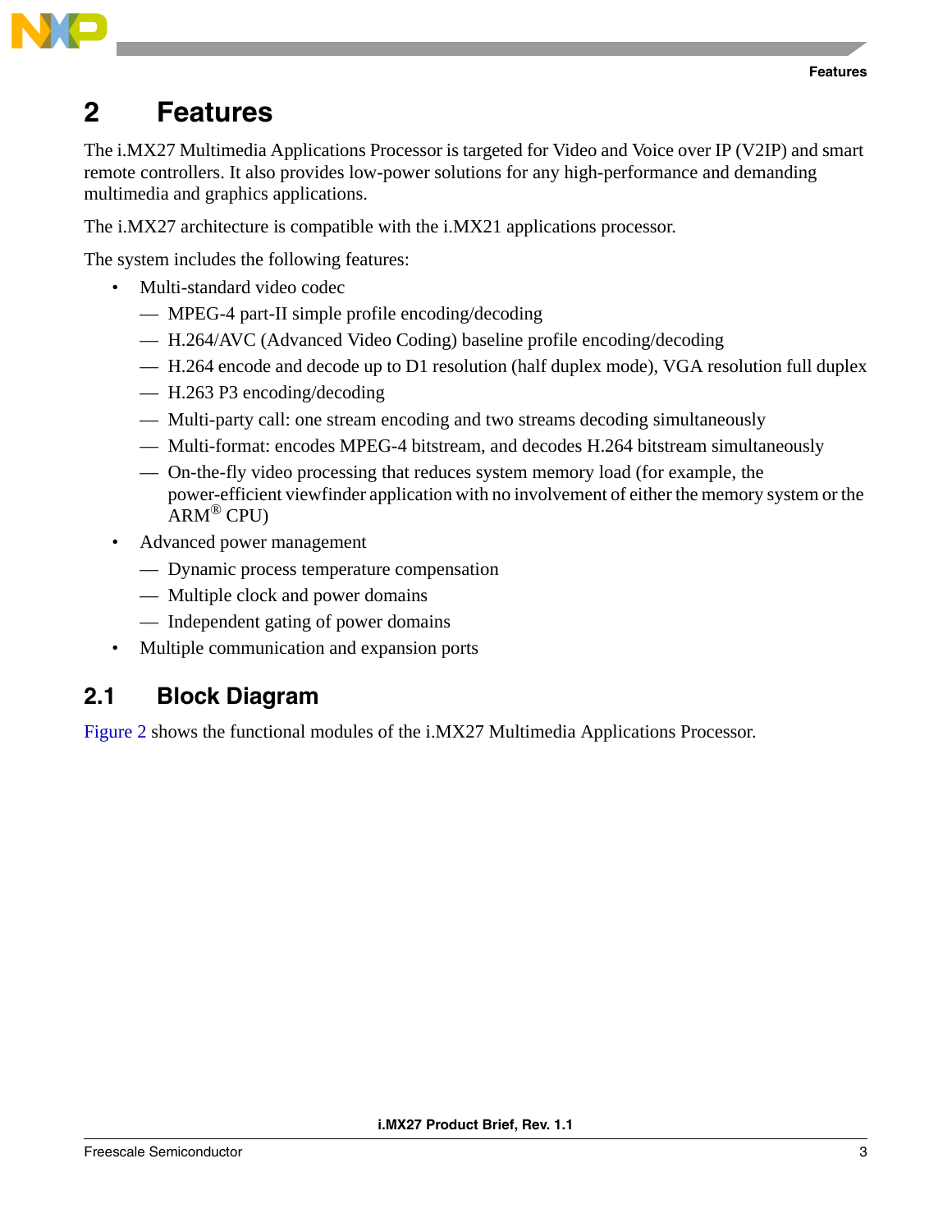# 2 Features

The i.MX27 Multimedia Applications Processor is targeted for Video and Voice over IP (V2IP) and smart remote controllers. It also provides low-power solutions for any high-performance and demanding multimedia and graphics applications.

The i.MX27 architecture is compatible with the i.MX21 applications processor.

The system includes the following features:

- Multi-standard video codec
  - MPEG-4 part-II simple profile encoding/decoding
  - H.264/AVC (Advanced Video Coding) baseline profile encoding/decoding
  - H.264 encode and decode up to D1 resolution (half duplex mode), VGA resolution full duplex
  - H.263 P3 encoding/decoding
  - Multi-party call: one stream encoding and two streams decoding simultaneously
  - Multi-format: encodes MPEG-4 bitstream, and decodes H.264 bitstream simultaneously
  - On-the-fly video processing that reduces system memory load (for example, the power-efficient viewfinder application with no involvement of either the memory system or the ARM® CPU)
- Advanced power management
  - Dynamic process temperature compensation
  - Multiple clock and power domains
  - Independent gating of power domains
- Multiple communication and expansion ports

## 2.1 Block Diagram

Figure 2 shows the functional modules of the i.MX27 Multimedia Applications Processor.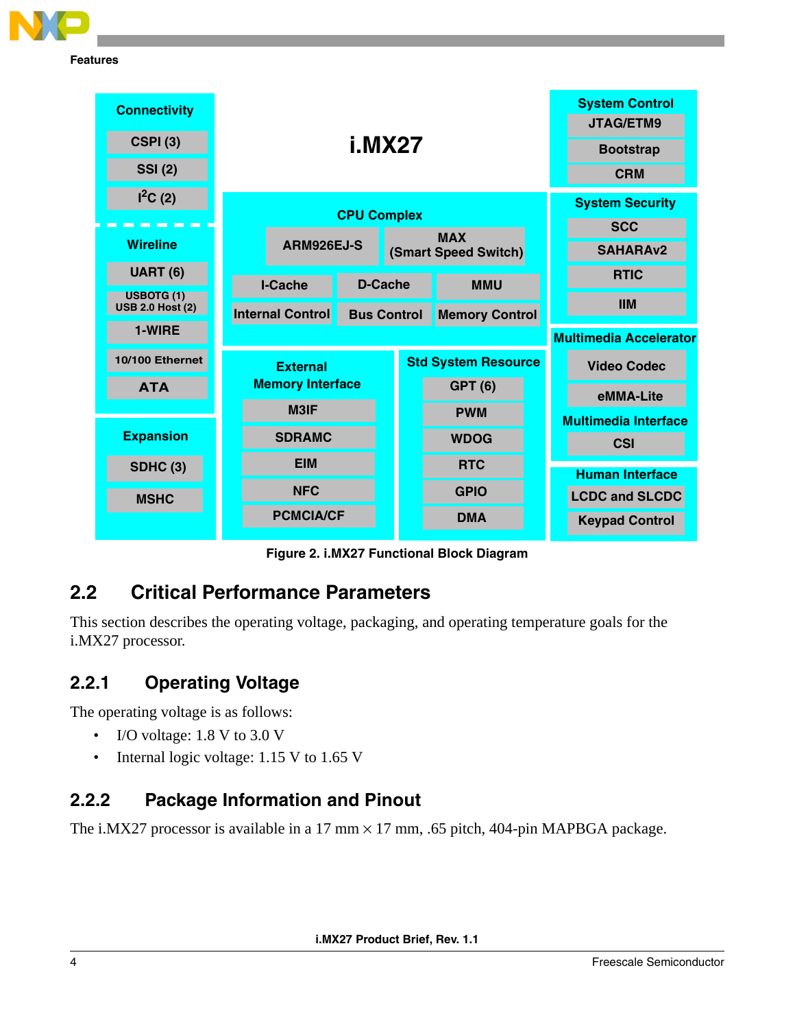**i.MX27**

**Connectivity**
- CSPI (3)
- SSI (2)
- $I^2C$ (2)

**Wireline**
- UART (6)
- USBOTG (1) USB 2.0 Host (2)
- 1-WIRE
- 10/100 Ethernet
- ATA

**Expansion**
- SDHC (3)
- MSHC

**CPU Complex**
- ARM926EJ-S
- MAX (Smart Speed Switch)
- I-Cache
- D-Cache
- MMU
- Internal Control
- Bus Control
- Memory Control

**External Memory Interface**
- M3IF
- SDRAMC
- EIM
- NFC
- PCMCIA/CF

**Std System Resource**
- GPT (6)
- PWM
- WDOG
- RTC
- GPIO
- DMA

**System Control**
- JTAG/ETM9
- Bootstrap
- CRM

**System Security**
- SCC
- SAHARAv2
- RTIC
- IIM

**Multimedia Accelerator**
- Video Codec
- eMMA-Lite

**Multimedia Interface**
- CSI

**Human Interface**
- LCDC and SLCDC
- Keypad Control

**Figure 2. i.MX27 Functional Block Diagram**

## 2.2 Critical Performance Parameters

This section describes the operating voltage, packaging, and operating temperature goals for the i.MX27 processor.

### 2.2.1 Operating Voltage

The operating voltage is as follows:

- I/O voltage: 1.8 V to 3.0 V
- Internal logic voltage: 1.15 V to 1.65 V

### 2.2.2 Package Information and Pinout

The i.MX27 processor is available in a 17 mm × 17 mm, .65 pitch, 404-pin MAPBGA package.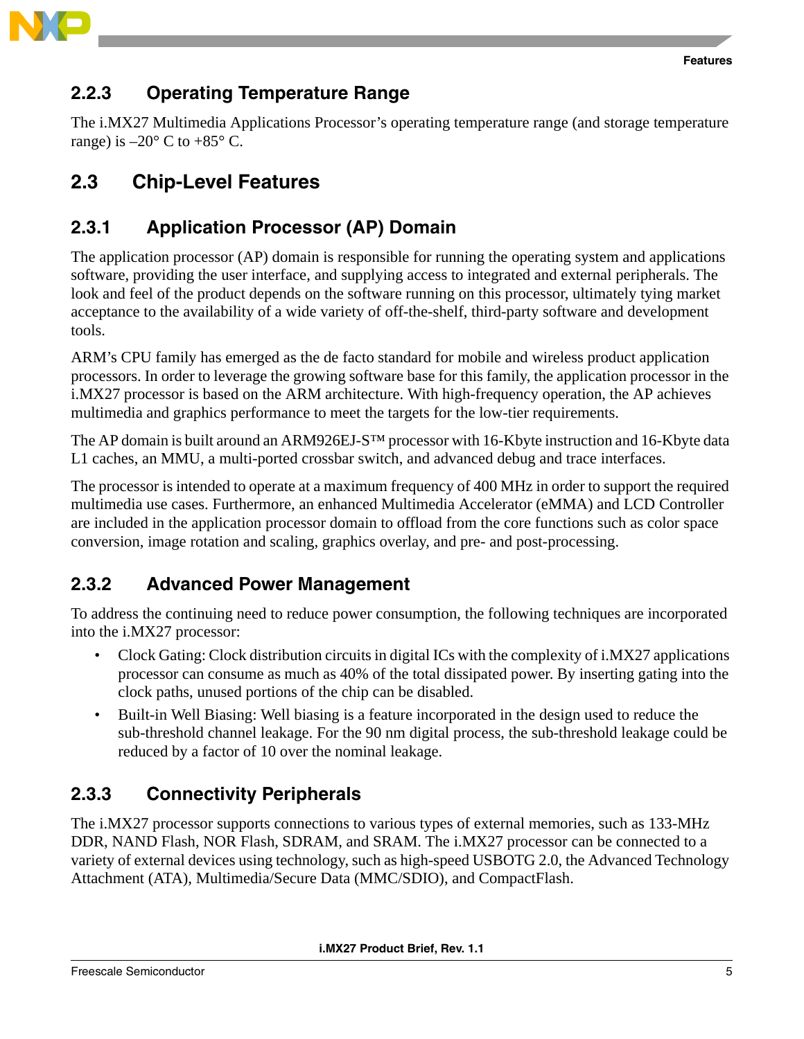### 2.2.3 Operating Temperature Range

The i.MX27 Multimedia Applications Processor's operating temperature range (and storage temperature range) is –20° C to +85° C.

## 2.3 Chip-Level Features

### 2.3.1 Application Processor (AP) Domain

The application processor (AP) domain is responsible for running the operating system and applications software, providing the user interface, and supplying access to integrated and external peripherals. The look and feel of the product depends on the software running on this processor, ultimately tying market acceptance to the availability of a wide variety of off-the-shelf, third-party software and development tools.

ARM's CPU family has emerged as the de facto standard for mobile and wireless product application processors. In order to leverage the growing software base for this family, the application processor in the i.MX27 processor is based on the ARM architecture. With high-frequency operation, the AP achieves multimedia and graphics performance to meet the targets for the low-tier requirements.

The AP domain is built around an ARM926EJ-S™ processor with 16-Kbyte instruction and 16-Kbyte data L1 caches, an MMU, a multi-ported crossbar switch, and advanced debug and trace interfaces.

The processor is intended to operate at a maximum frequency of 400 MHz in order to support the required multimedia use cases. Furthermore, an enhanced Multimedia Accelerator (eMMA) and LCD Controller are included in the application processor domain to offload from the core functions such as color space conversion, image rotation and scaling, graphics overlay, and pre- and post-processing.

### 2.3.2 Advanced Power Management

To address the continuing need to reduce power consumption, the following techniques are incorporated into the i.MX27 processor:

- Clock Gating: Clock distribution circuits in digital ICs with the complexity of i.MX27 applications processor can consume as much as 40% of the total dissipated power. By inserting gating into the clock paths, unused portions of the chip can be disabled.
- Built-in Well Biasing: Well biasing is a feature incorporated in the design used to reduce the sub-threshold channel leakage. For the 90 nm digital process, the sub-threshold leakage could be reduced by a factor of 10 over the nominal leakage.

### 2.3.3 Connectivity Peripherals

The i.MX27 processor supports connections to various types of external memories, such as 133-MHz DDR, NAND Flash, NOR Flash, SDRAM, and SRAM. The i.MX27 processor can be connected to a variety of external devices using technology, such as high-speed USBOTG 2.0, the Advanced Technology Attachment (ATA), Multimedia/Secure Data (MMC/SDIO), and CompactFlash.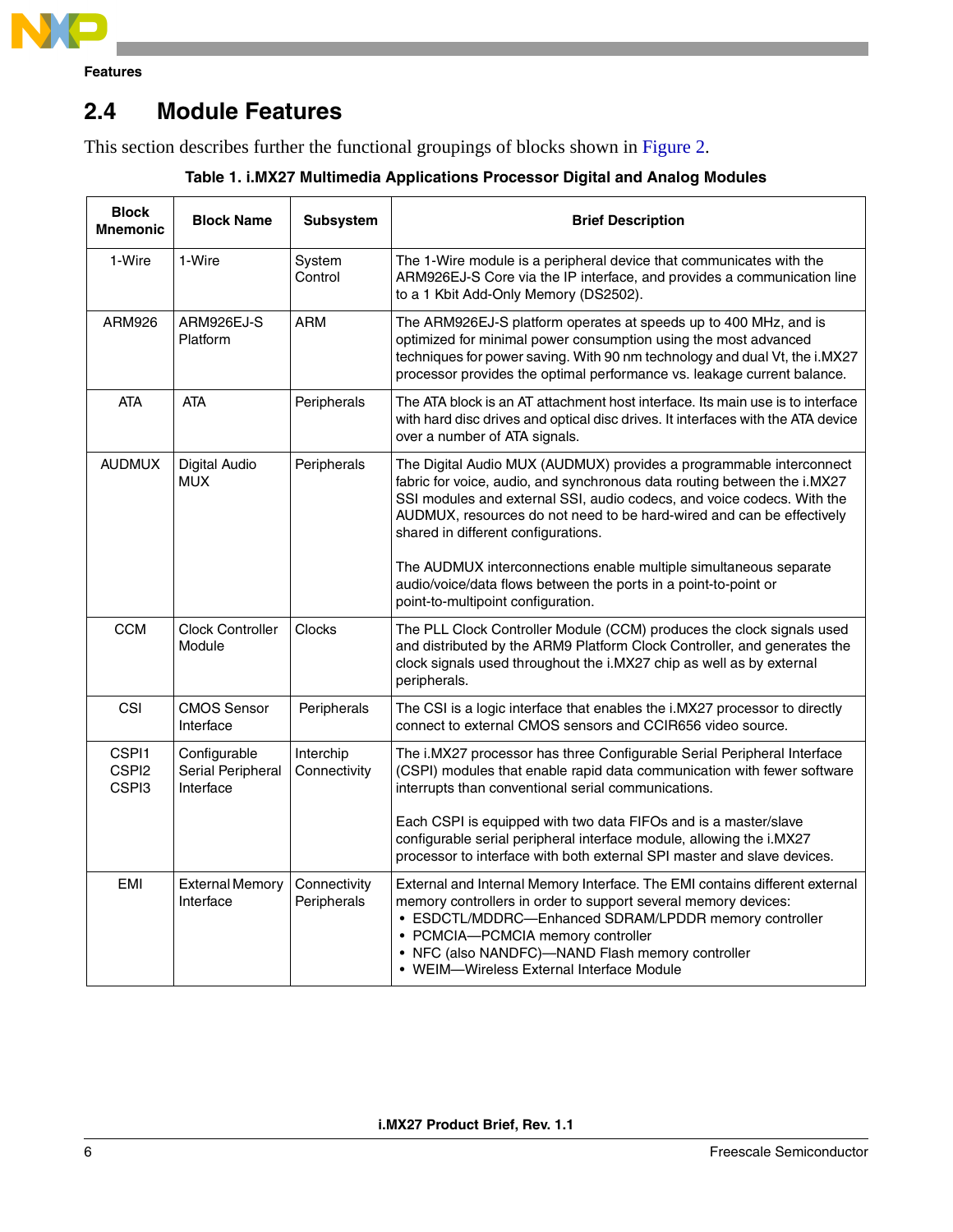## 2.4 Module Features

This section describes further the functional groupings of blocks shown in Figure 2.

**Table 1. i.MX27 Multimedia Applications Processor Digital and Analog Modules**

| Block Mnemonic | Block Name | Subsystem | Brief Description |
|---|---|---|---|
| 1-Wire | 1-Wire | System Control | The 1-Wire module is a peripheral device that communicates with the ARM926EJ-S Core via the IP interface, and provides a communication line to a 1 Kbit Add-Only Memory (DS2502). |
| ARM926 | ARM926EJ-S Platform | ARM | The ARM926EJ-S platform operates at speeds up to 400 MHz, and is optimized for minimal power consumption using the most advanced techniques for power saving. With 90 nm technology and dual Vt, the i.MX27 processor provides the optimal performance vs. leakage current balance. |
| ATA | ATA | Peripherals | The ATA block is an AT attachment host interface. Its main use is to interface with hard disc drives and optical disc drives. It interfaces with the ATA device over a number of ATA signals. |
| AUDMUX | Digital Audio MUX | Peripherals | The Digital Audio MUX (AUDMUX) provides a programmable interconnect fabric for voice, audio, and synchronous data routing between the i.MX27 SSI modules and external SSI, audio codecs, and voice codecs. With the AUDMUX, resources do not need to be hard-wired and can be effectively shared in different configurations.<br><br>The AUDMUX interconnections enable multiple simultaneous separate audio/voice/data flows between the ports in a point-to-point or point-to-multipoint configuration. |
| CCM | Clock Controller Module | Clocks | The PLL Clock Controller Module (CCM) produces the clock signals used and distributed by the ARM9 Platform Clock Controller, and generates the clock signals used throughout the i.MX27 chip as well as by external peripherals. |
| CSI | CMOS Sensor Interface | Peripherals | The CSI is a logic interface that enables the i.MX27 processor to directly connect to external CMOS sensors and CCIR656 video source. |
| CSPI1<br>CSPI2<br>CSPI3 | Configurable Serial Peripheral Interface | Interchip Connectivity | The i.MX27 processor has three Configurable Serial Peripheral Interface (CSPI) modules that enable rapid data communication with fewer software interrupts than conventional serial communications.<br><br>Each CSPI is equipped with two data FIFOs and is a master/slave configurable serial peripheral interface module, allowing the i.MX27 processor to interface with both external SPI master and slave devices. |
| EMI | External Memory Interface | Connectivity Peripherals | External and Internal Memory Interface. The EMI contains different external memory controllers in order to support several memory devices:<br>• ESDCTL/MDDRC—Enhanced SDRAM/LPDDR memory controller<br>• PCMCIA—PCMCIA memory controller<br>• NFC (also NANDFC)—NAND Flash memory controller<br>• WEIM—Wireless External Interface Module |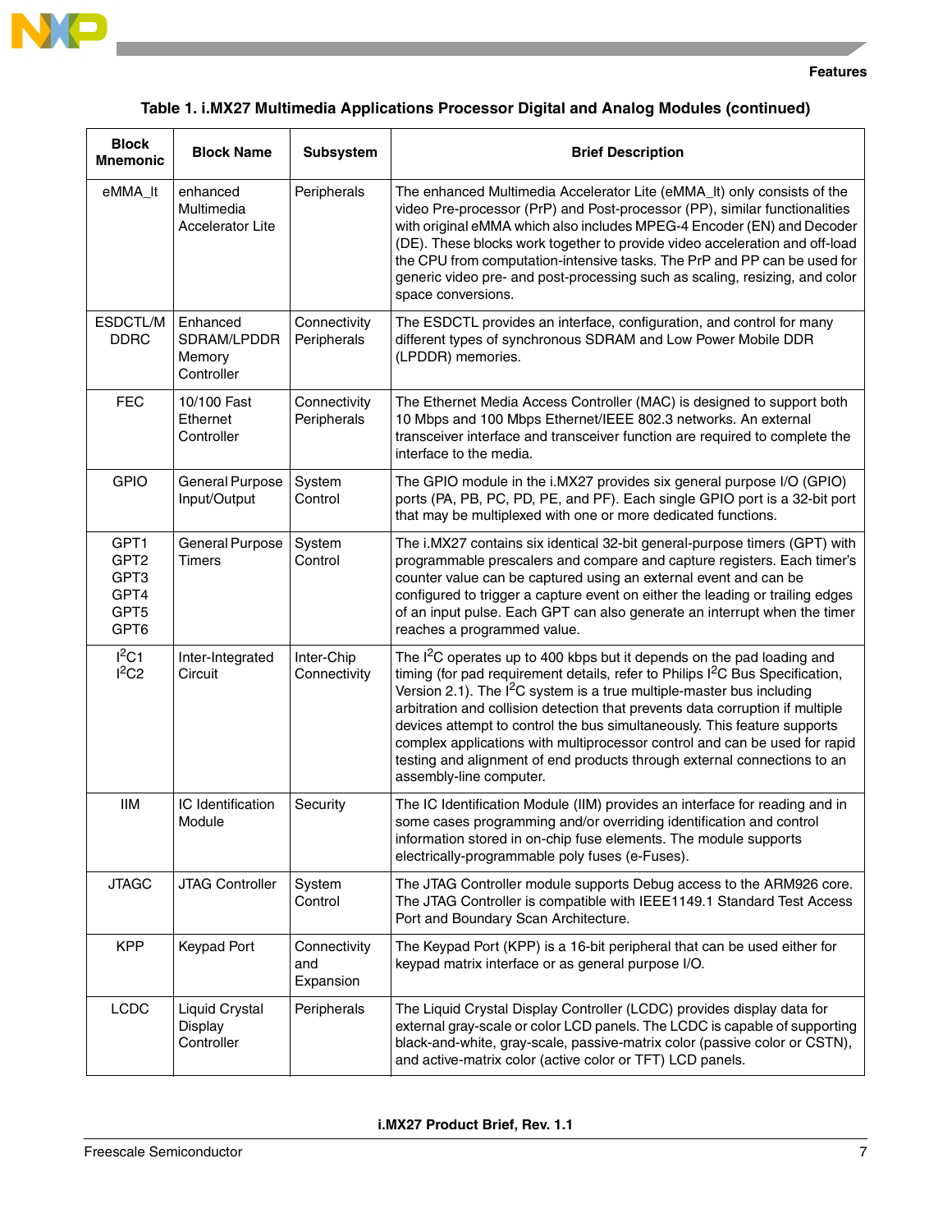**Table 1. i.MX27 Multimedia Applications Processor Digital and Analog Modules (continued)**

| Block Mnemonic | Block Name | Subsystem | Brief Description |
|---|---|---|---|
| eMMA_lt | enhanced Multimedia Accelerator Lite | Peripherals | The enhanced Multimedia Accelerator Lite (eMMA_lt) only consists of the video Pre-processor (PrP) and Post-processor (PP), similar functionalities with original eMMA which also includes MPEG-4 Encoder (EN) and Decoder (DE). These blocks work together to provide video acceleration and off-load the CPU from computation-intensive tasks. The PrP and PP can be used for generic video pre- and post-processing such as scaling, resizing, and color space conversions. |
| ESDCTL/M DDRC | Enhanced SDRAM/LPDDR Memory Controller | Connectivity Peripherals | The ESDCTL provides an interface, configuration, and control for many different types of synchronous SDRAM and Low Power Mobile DDR (LPDDR) memories. |
| FEC | 10/100 Fast Ethernet Controller | Connectivity Peripherals | The Ethernet Media Access Controller (MAC) is designed to support both 10 Mbps and 100 Mbps Ethernet/IEEE 802.3 networks. An external transceiver interface and transceiver function are required to complete the interface to the media. |
| GPIO | General Purpose Input/Output | System Control | The GPIO module in the i.MX27 provides six general purpose I/O (GPIO) ports (PA, PB, PC, PD, PE, and PF). Each single GPIO port is a 32-bit port that may be multiplexed with one or more dedicated functions. |
| GPT1 GPT2 GPT3 GPT4 GPT5 GPT6 | General Purpose Timers | System Control | The i.MX27 contains six identical 32-bit general-purpose timers (GPT) with programmable prescalers and compare and capture registers. Each timer's counter value can be captured using an external event and can be configured to trigger a capture event on either the leading or trailing edges of an input pulse. Each GPT can also generate an interrupt when the timer reaches a programmed value. |
| $I^2C1$ $I^2C2$ | Inter-Integrated Circuit | Inter-Chip Connectivity | The $I^2C$ operates up to 400 kbps but it depends on the pad loading and timing (for pad requirement details, refer to Philips $I^2C$ Bus Specification, Version 2.1). The $I^2C$ system is a true multiple-master bus including arbitration and collision detection that prevents data corruption if multiple devices attempt to control the bus simultaneously. This feature supports complex applications with multiprocessor control and can be used for rapid testing and alignment of end products through external connections to an assembly-line computer. |
| IIM | IC Identification Module | Security | The IC Identification Module (IIM) provides an interface for reading and in some cases programming and/or overriding identification and control information stored in on-chip fuse elements. The module supports electrically-programmable poly fuses (e-Fuses). |
| JTAGC | JTAG Controller | System Control | The JTAG Controller module supports Debug access to the ARM926 core. The JTAG Controller is compatible with IEEE1149.1 Standard Test Access Port and Boundary Scan Architecture. |
| KPP | Keypad Port | Connectivity and Expansion | The Keypad Port (KPP) is a 16-bit peripheral that can be used either for keypad matrix interface or as general purpose I/O. |
| LCDC | Liquid Crystal Display Controller | Peripherals | The Liquid Crystal Display Controller (LCDC) provides display data for external gray-scale or color LCD panels. The LCDC is capable of supporting black-and-white, gray-scale, passive-matrix color (passive color or CSTN), and active-matrix color (active color or TFT) LCD panels. |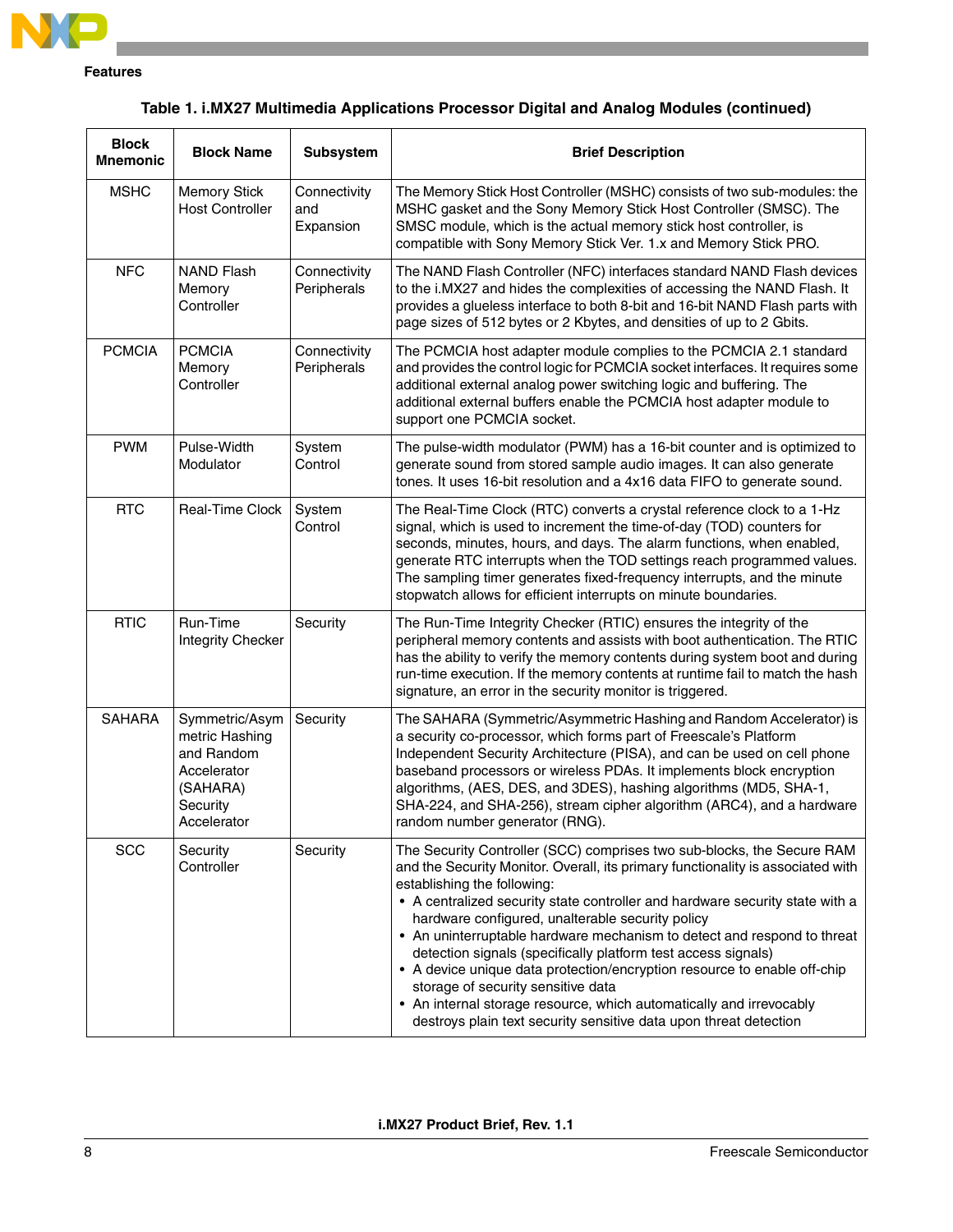**Table 1. i.MX27 Multimedia Applications Processor Digital and Analog Modules (continued)**

| Block Mnemonic | Block Name | Subsystem | Brief Description |
|---|---|---|---|
| MSHC | Memory Stick Host Controller | Connectivity and Expansion | The Memory Stick Host Controller (MSHC) consists of two sub-modules: the MSHC gasket and the Sony Memory Stick Host Controller (SMSC). The SMSC module, which is the actual memory stick host controller, is compatible with Sony Memory Stick Ver. 1.x and Memory Stick PRO. |
| NFC | NAND Flash Memory Controller | Connectivity Peripherals | The NAND Flash Controller (NFC) interfaces standard NAND Flash devices to the i.MX27 and hides the complexities of accessing the NAND Flash. It provides a glueless interface to both 8-bit and 16-bit NAND Flash parts with page sizes of 512 bytes or 2 Kbytes, and densities of up to 2 Gbits. |
| PCMCIA | PCMCIA Memory Controller | Connectivity Peripherals | The PCMCIA host adapter module complies to the PCMCIA 2.1 standard and provides the control logic for PCMCIA socket interfaces. It requires some additional external analog power switching logic and buffering. The additional external buffers enable the PCMCIA host adapter module to support one PCMCIA socket. |
| PWM | Pulse-Width Modulator | System Control | The pulse-width modulator (PWM) has a 16-bit counter and is optimized to generate sound from stored sample audio images. It can also generate tones. It uses 16-bit resolution and a 4x16 data FIFO to generate sound. |
| RTC | Real-Time Clock | System Control | The Real-Time Clock (RTC) converts a crystal reference clock to a 1-Hz signal, which is used to increment the time-of-day (TOD) counters for seconds, minutes, hours, and days. The alarm functions, when enabled, generate RTC interrupts when the TOD settings reach programmed values. The sampling timer generates fixed-frequency interrupts, and the minute stopwatch allows for efficient interrupts on minute boundaries. |
| RTIC | Run-Time Integrity Checker | Security | The Run-Time Integrity Checker (RTIC) ensures the integrity of the peripheral memory contents and assists with boot authentication. The RTIC has the ability to verify the memory contents during system boot and during run-time execution. If the memory contents at runtime fail to match the hash signature, an error in the security monitor is triggered. |
| SAHARA | Symmetric/Asymmetric Hashing and Random Accelerator (SAHARA) Security Accelerator | Security | The SAHARA (Symmetric/Asymmetric Hashing and Random Accelerator) is a security co-processor, which forms part of Freescale's Platform Independent Security Architecture (PISA), and can be used on cell phone baseband processors or wireless PDAs. It implements block encryption algorithms, (AES, DES, and 3DES), hashing algorithms (MD5, SHA-1, SHA-224, and SHA-256), stream cipher algorithm (ARC4), and a hardware random number generator (RNG). |
| SCC | Security Controller | Security | The Security Controller (SCC) comprises two sub-blocks, the Secure RAM and the Security Monitor. Overall, its primary functionality is associated with establishing the following:<br>• A centralized security state controller and hardware security state with a hardware configured, unalterable security policy<br>• An uninterruptable hardware mechanism to detect and respond to threat detection signals (specifically platform test access signals)<br>• A device unique data protection/encryption resource to enable off-chip storage of security sensitive data<br>• An internal storage resource, which automatically and irrevocably destroys plain text security sensitive data upon threat detection |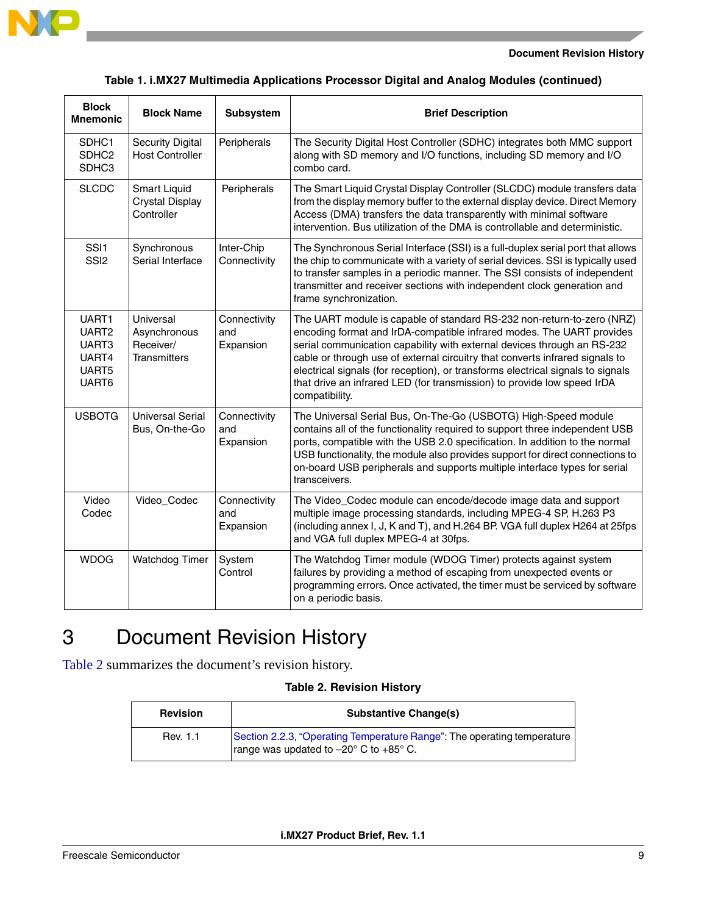**Table 1. i.MX27 Multimedia Applications Processor Digital and Analog Modules (continued)**

| Block Mnemonic | Block Name | Subsystem | Brief Description |
|---|---|---|---|
| SDHC1 SDHC2 SDHC3 | Security Digital Host Controller | Peripherals | The Security Digital Host Controller (SDHC) integrates both MMC support along with SD memory and I/O functions, including SD memory and I/O combo card. |
| SLCDC | Smart Liquid Crystal Display Controller | Peripherals | The Smart Liquid Crystal Display Controller (SLCDC) module transfers data from the display memory buffer to the external display device. Direct Memory Access (DMA) transfers the data transparently with minimal software intervention. Bus utilization of the DMA is controllable and deterministic. |
| SSI1 SSI2 | Synchronous Serial Interface | Inter-Chip Connectivity | The Synchronous Serial Interface (SSI) is a full-duplex serial port that allows the chip to communicate with a variety of serial devices. SSI is typically used to transfer samples in a periodic manner. The SSI consists of independent transmitter and receiver sections with independent clock generation and frame synchronization. |
| UART1 UART2 UART3 UART4 UART5 UART6 | Universal Asynchronous Receiver/ Transmitters | Connectivity and Expansion | The UART module is capable of standard RS-232 non-return-to-zero (NRZ) encoding format and IrDA-compatible infrared modes. The UART provides serial communication capability with external devices through an RS-232 cable or through use of external circuitry that converts infrared signals to electrical signals (for reception), or transforms electrical signals to signals that drive an infrared LED (for transmission) to provide low speed IrDA compatibility. |
| USBOTG | Universal Serial Bus, On-the-Go | Connectivity and Expansion | The Universal Serial Bus, On-The-Go (USBOTG) High-Speed module contains all of the functionality required to support three independent USB ports, compatible with the USB 2.0 specification. In addition to the normal USB functionality, the module also provides support for direct connections to on-board USB peripherals and supports multiple interface types for serial transceivers. |
| Video Codec | Video_Codec | Connectivity and Expansion | The Video_Codec module can encode/decode image data and support multiple image processing standards, including MPEG-4 SP, H.263 P3 (including annex I, J, K and T), and H.264 BP. VGA full duplex H264 at 25fps and VGA full duplex MPEG-4 at 30fps. |
| WDOG | Watchdog Timer | System Control | The Watchdog Timer module (WDOG Timer) protects against system failures by providing a method of escaping from unexpected events or programming errors. Once activated, the timer must be serviced by software on a periodic basis. |

# 3 Document Revision History

Table 2 summarizes the document's revision history.

**Table 2. Revision History**

| Revision | Substantive Change(s) |
|---|---|
| Rev. 1.1 | Section 2.2.3, "Operating Temperature Range": The operating temperature range was updated to –20° C to +85° C. |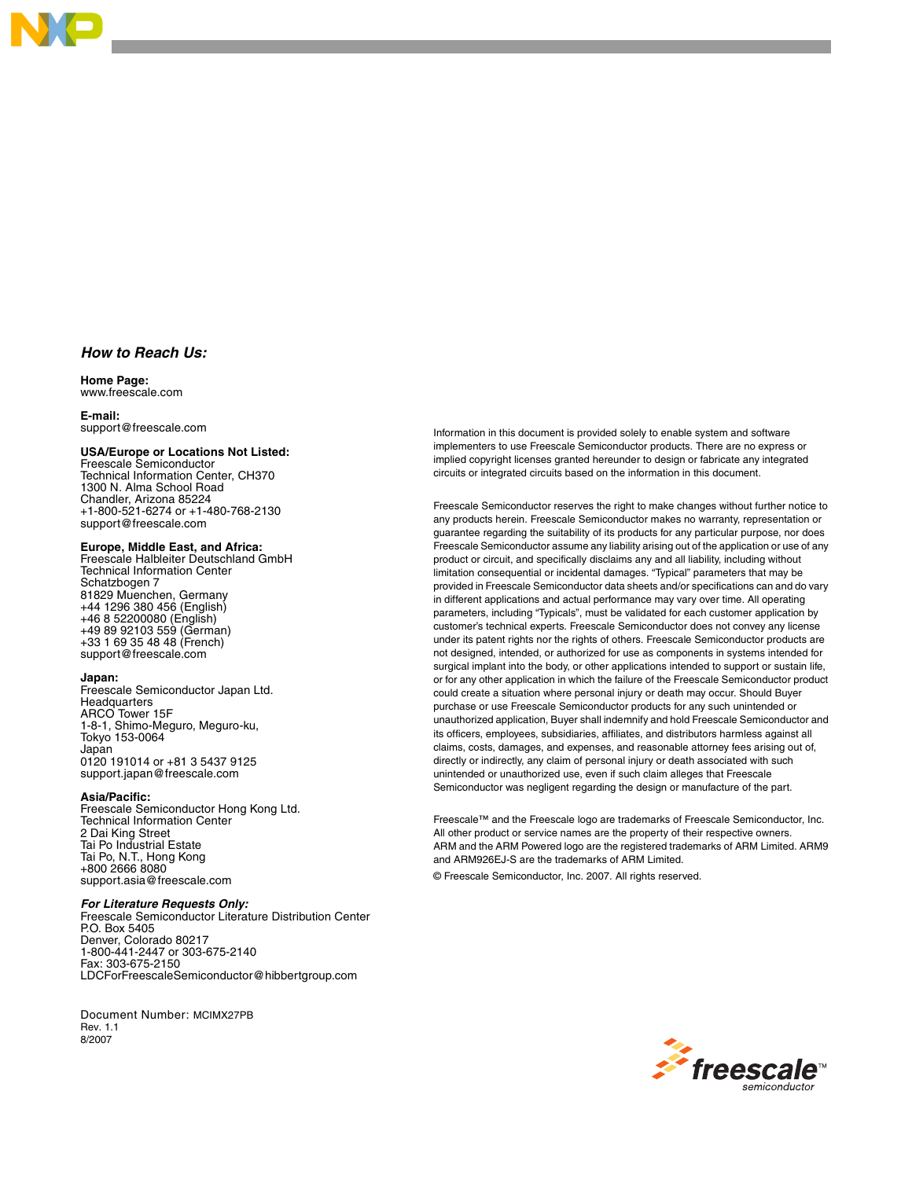*How to Reach Us:*

**Home Page:**
www.freescale.com

**E-mail:**
support@freescale.com

**USA/Europe or Locations Not Listed:**
Freescale Semiconductor
Technical Information Center, CH370
1300 N. Alma School Road
Chandler, Arizona 85224
+1-800-521-6274 or +1-480-768-2130
support@freescale.com

**Europe, Middle East, and Africa:**
Freescale Halbleiter Deutschland GmbH
Technical Information Center
Schatzbogen 7
81829 Muenchen, Germany
+44 1296 380 456 (English)
+46 8 52200080 (English)
+49 89 92103 559 (German)
+33 1 69 35 48 48 (French)
support@freescale.com

**Japan:**
Freescale Semiconductor Japan Ltd.
Headquarters
ARCO Tower 15F
1-8-1, Shimo-Meguro, Meguro-ku,
Tokyo 153-0064
Japan
0120 191014 or +81 3 5437 9125
support.japan@freescale.com

**Asia/Pacific:**
Freescale Semiconductor Hong Kong Ltd.
Technical Information Center
2 Dai King Street
Tai Po Industrial Estate
Tai Po, N.T., Hong Kong
+800 2666 8080
support.asia@freescale.com

***For Literature Requests Only:***
Freescale Semiconductor Literature Distribution Center
P.O. Box 5405
Denver, Colorado 80217
1-800-441-2447 or 303-675-2140
Fax: 303-675-2150
LDCForFreescaleSemiconductor@hibbertgroup.com

Information in this document is provided solely to enable system and software implementers to use Freescale Semiconductor products. There are no express or implied copyright licenses granted hereunder to design or fabricate any integrated circuits or integrated circuits based on the information in this document.

Freescale Semiconductor reserves the right to make changes without further notice to any products herein. Freescale Semiconductor makes no warranty, representation or guarantee regarding the suitability of its products for any particular purpose, nor does Freescale Semiconductor assume any liability arising out of the application or use of any product or circuit, and specifically disclaims any and all liability, including without limitation consequential or incidental damages. "Typical" parameters that may be provided in Freescale Semiconductor data sheets and/or specifications can and do vary in different applications and actual performance may vary over time. All operating parameters, including "Typicals", must be validated for each customer application by customer's technical experts. Freescale Semiconductor does not convey any license under its patent rights nor the rights of others. Freescale Semiconductor products are not designed, intended, or authorized for use as components in systems intended for surgical implant into the body, or other applications intended to support or sustain life, or for any other application in which the failure of the Freescale Semiconductor product could create a situation where personal injury or death may occur. Should Buyer purchase or use Freescale Semiconductor products for any such unintended or unauthorized application, Buyer shall indemnify and hold Freescale Semiconductor and its officers, employees, subsidiaries, affiliates, and distributors harmless against all claims, costs, damages, and expenses, and reasonable attorney fees arising out of, directly or indirectly, any claim of personal injury or death associated with such unintended or unauthorized use, even if such claim alleges that Freescale Semiconductor was negligent regarding the design or manufacture of the part.

Freescale™ and the Freescale logo are trademarks of Freescale Semiconductor, Inc. All other product or service names are the property of their respective owners. ARM and the ARM Powered logo are the registered trademarks of ARM Limited. ARM9 and ARM926EJ-S are the trademarks of ARM Limited.

© Freescale Semiconductor, Inc. 2007. All rights reserved.

Document Number: MCIMX27PB
Rev. 1.1
8/2007